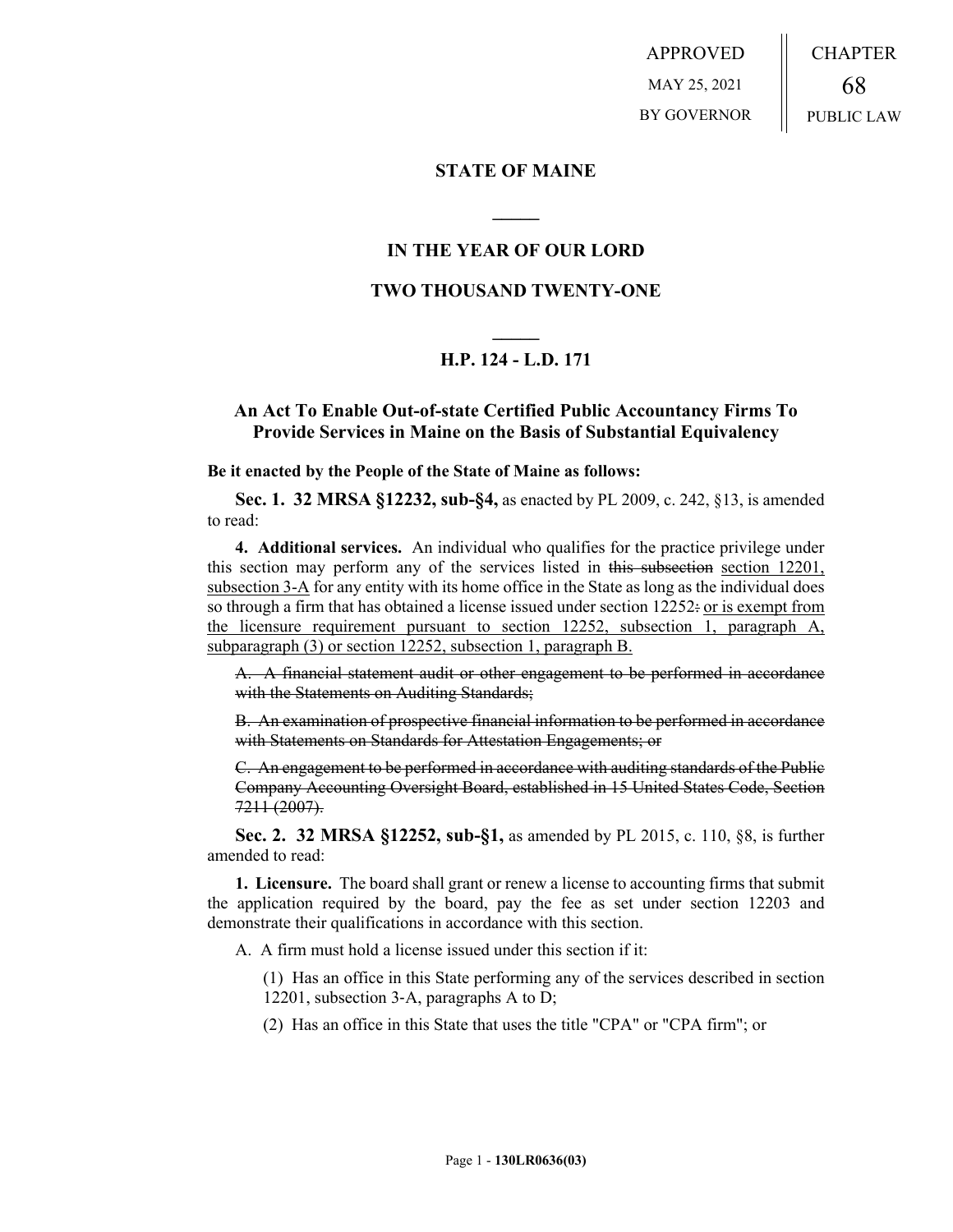APPROVED

MAY 25, 2021

BY GOVERNOR

CHAPTER

68

PUBLIC LAW

**STATE OF MAINE**

**IN THE YEAR OF OUR LORD**

**TWO THOUSAND TWENTY-ONE**

**H.P. 124 - L.D. 171**

**An Act To Enable Out-of-state Certified Public Accountancy Firms To Provide Services in Maine on the Basis of Substantial Equivalency**

**Be it enacted by the People of the State of Maine as follows:**

**Sec. 1. 32 MRSA §12232, sub-§4,** as enacted by PL 2009, c. 242, §13, is amended to read:

**4. Additional services.** An individual who qualifies for the practice privilege under this section may perform any of the services listed in ~~this subsection~~ <u>section 12201, subsection 3-A</u> for any entity with its home office in the State as long as the individual does so through a firm that has obtained a license issued under section 12252~~:~~ <u>or is exempt from the licensure requirement pursuant to section 12252, subsection 1, paragraph A, subparagraph (3) or section 12252, subsection 1, paragraph B.</u>

~~A. A financial statement audit or other engagement to be performed in accordance with the Statements on Auditing Standards;~~

~~B. An examination of prospective financial information to be performed in accordance with Statements on Standards for Attestation Engagements; or~~

~~C. An engagement to be performed in accordance with auditing standards of the Public Company Accounting Oversight Board, established in 15 United States Code, Section 7211 (2007).~~

**Sec. 2. 32 MRSA §12252, sub-§1,** as amended by PL 2015, c. 110, §8, is further amended to read:

**1. Licensure.** The board shall grant or renew a license to accounting firms that submit the application required by the board, pay the fee as set under section 12203 and demonstrate their qualifications in accordance with this section.

A. A firm must hold a license issued under this section if it:

(1) Has an office in this State performing any of the services described in section 12201, subsection 3-A, paragraphs A to D;

(2) Has an office in this State that uses the title "CPA" or "CPA firm"; or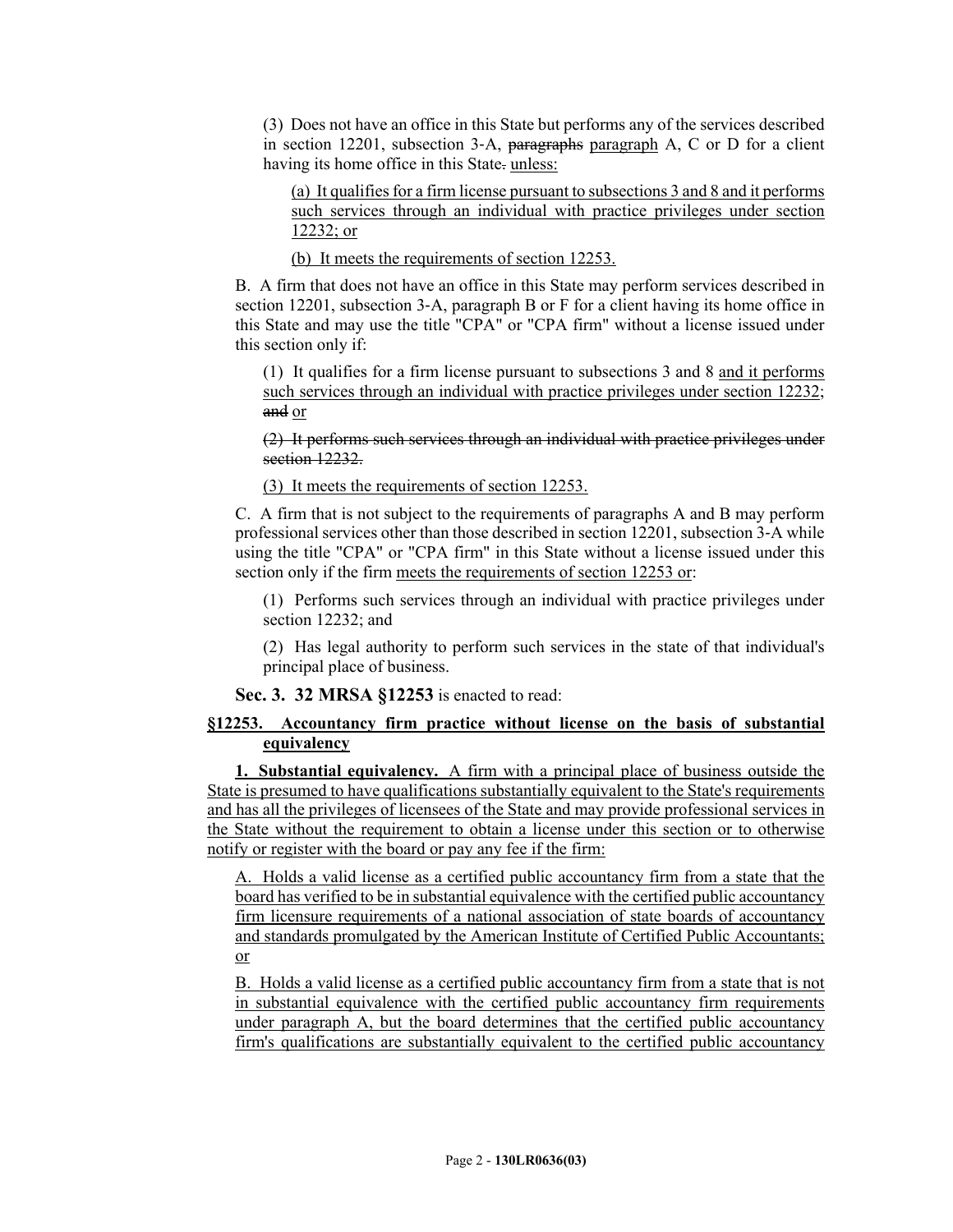(3) Does not have an office in this State but performs any of the services described in section 12201, subsection 3-A, ~~paragraphs~~ paragraph A, C or D for a client having its home office in this State~~.~~ unless:

(a) It qualifies for a firm license pursuant to subsections 3 and 8 and it performs such services through an individual with practice privileges under section 12232; or

(b) It meets the requirements of section 12253.

B. A firm that does not have an office in this State may perform services described in section 12201, subsection 3-A, paragraph B or F for a client having its home office in this State and may use the title "CPA" or "CPA firm" without a license issued under this section only if:

(1) It qualifies for a firm license pursuant to subsections 3 and 8 and it performs such services through an individual with practice privileges under section 12232; ~~and~~ or

~~(2) It performs such services through an individual with practice privileges under section 12232.~~

(3) It meets the requirements of section 12253.

C. A firm that is not subject to the requirements of paragraphs A and B may perform professional services other than those described in section 12201, subsection 3-A while using the title "CPA" or "CPA firm" in this State without a license issued under this section only if the firm meets the requirements of section 12253 or:

(1) Performs such services through an individual with practice privileges under section 12232; and

(2) Has legal authority to perform such services in the state of that individual's principal place of business.

**Sec. 3. 32 MRSA §12253** is enacted to read:

**§12253. Accountancy firm practice without license on the basis of substantial equivalency**

**1. Substantial equivalency.** A firm with a principal place of business outside the State is presumed to have qualifications substantially equivalent to the State's requirements and has all the privileges of licensees of the State and may provide professional services in the State without the requirement to obtain a license under this section or to otherwise notify or register with the board or pay any fee if the firm:

A. Holds a valid license as a certified public accountancy firm from a state that the board has verified to be in substantial equivalence with the certified public accountancy firm licensure requirements of a national association of state boards of accountancy and standards promulgated by the American Institute of Certified Public Accountants; or

B. Holds a valid license as a certified public accountancy firm from a state that is not in substantial equivalence with the certified public accountancy firm requirements under paragraph A, but the board determines that the certified public accountancy firm's qualifications are substantially equivalent to the certified public accountancy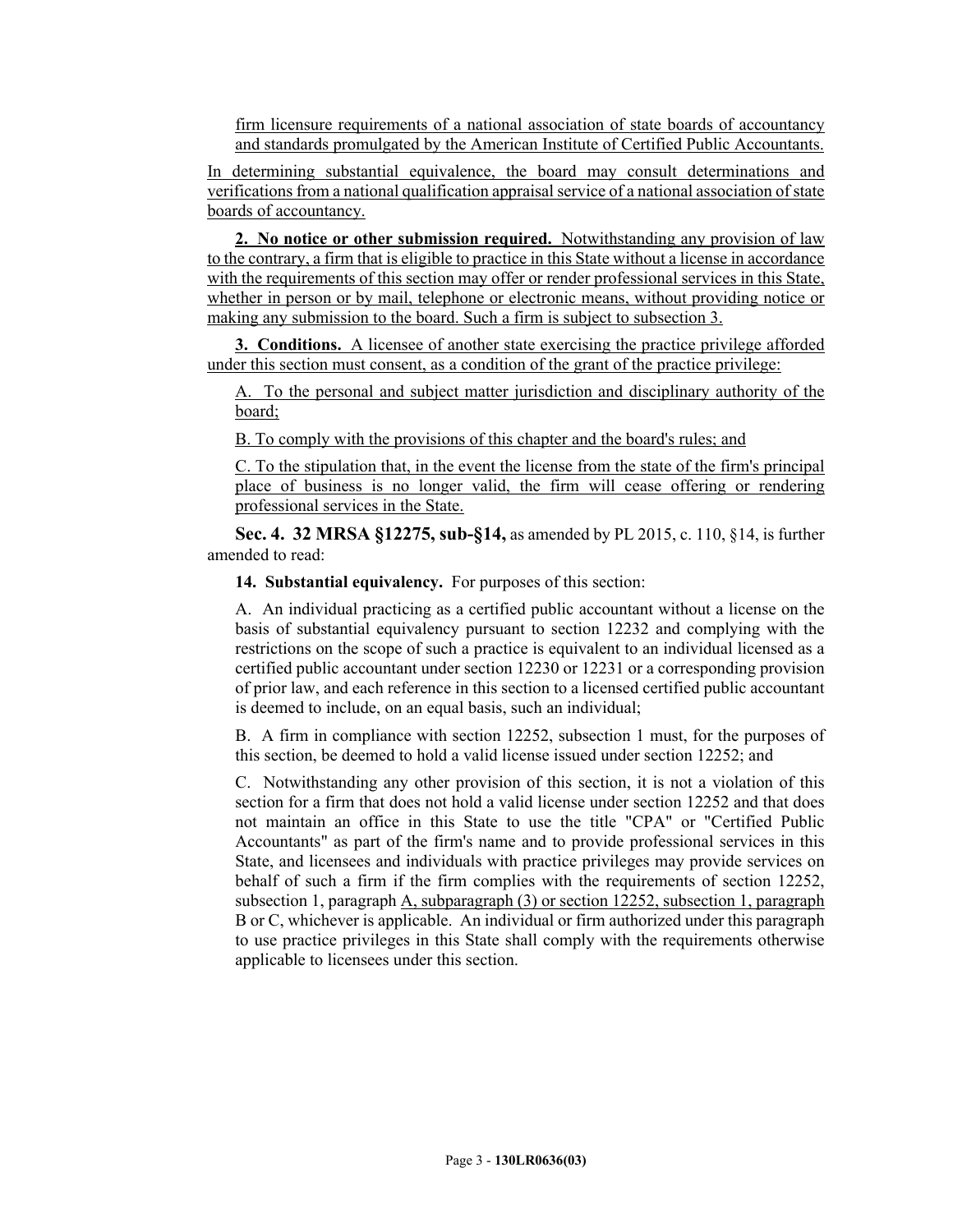firm licensure requirements of a national association of state boards of accountancy and standards promulgated by the American Institute of Certified Public Accountants.

In determining substantial equivalence, the board may consult determinations and verifications from a national qualification appraisal service of a national association of state boards of accountancy.

**2. No notice or other submission required.** Notwithstanding any provision of law to the contrary, a firm that is eligible to practice in this State without a license in accordance with the requirements of this section may offer or render professional services in this State, whether in person or by mail, telephone or electronic means, without providing notice or making any submission to the board. Such a firm is subject to subsection 3.

**3. Conditions.** A licensee of another state exercising the practice privilege afforded under this section must consent, as a condition of the grant of the practice privilege:

A. To the personal and subject matter jurisdiction and disciplinary authority of the board;

B. To comply with the provisions of this chapter and the board's rules; and

C. To the stipulation that, in the event the license from the state of the firm's principal place of business is no longer valid, the firm will cease offering or rendering professional services in the State.

**Sec. 4. 32 MRSA §12275, sub-§14,** as amended by PL 2015, c. 110, §14, is further amended to read:

**14. Substantial equivalency.** For purposes of this section:

A. An individual practicing as a certified public accountant without a license on the basis of substantial equivalency pursuant to section 12232 and complying with the restrictions on the scope of such a practice is equivalent to an individual licensed as a certified public accountant under section 12230 or 12231 or a corresponding provision of prior law, and each reference in this section to a licensed certified public accountant is deemed to include, on an equal basis, such an individual;

B. A firm in compliance with section 12252, subsection 1 must, for the purposes of this section, be deemed to hold a valid license issued under section 12252; and

C. Notwithstanding any other provision of this section, it is not a violation of this section for a firm that does not hold a valid license under section 12252 and that does not maintain an office in this State to use the title "CPA" or "Certified Public Accountants" as part of the firm's name and to provide professional services in this State, and licensees and individuals with practice privileges may provide services on behalf of such a firm if the firm complies with the requirements of section 12252, subsection 1, paragraph A, subparagraph (3) or section 12252, subsection 1, paragraph B or C, whichever is applicable. An individual or firm authorized under this paragraph to use practice privileges in this State shall comply with the requirements otherwise applicable to licensees under this section.